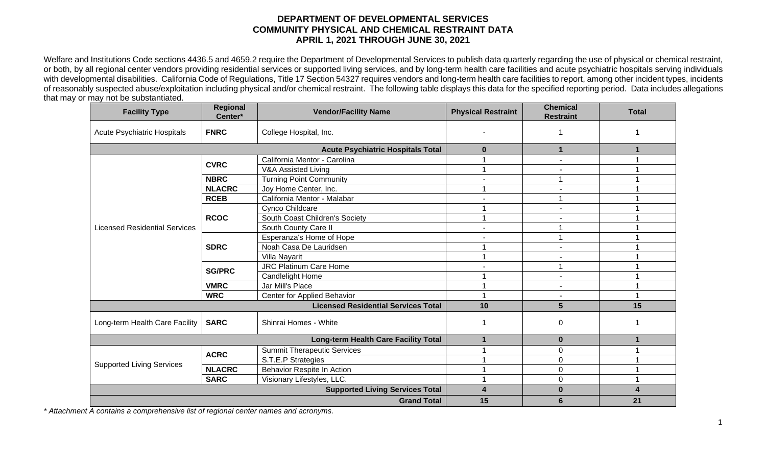# DEPARTMENT OF DEVELOPMENTAL SERVICES
## COMMUNITY PHYSICAL AND CHEMICAL RESTRAINT DATA
### APRIL 1, 2021 THROUGH JUNE 30, 2021

Welfare and Institutions Code sections 4436.5 and 4659.2 require the Department of Developmental Services to publish data quarterly regarding the use of physical or chemical restraint, or both, by all regional center vendors providing residential services or supported living services, and by long-term health care facilities and acute psychiatric hospitals serving individuals with developmental disabilities. California Code of Regulations, Title 17 Section 54327 requires vendors and long-term health care facilities to report, among other incident types, incidents of reasonably suspected abuse/exploitation including physical and/or chemical restraint. The following table displays this data for the specified reporting period. Data includes allegations that may or may not be substantiated.

| Facility Type | Regional Center* | Vendor/Facility Name | Physical Restraint | Chemical Restraint | Total |
|---|---|---|---|---|---|
| Acute Psychiatric Hospitals | **FNRC** | College Hospital, Inc. | - | 1 | 1 |
| | | **Acute Psychiatric Hospitals Total** | **0** | **1** | **1** |
| Licensed Residential Services | **CVRC** | California Mentor - Carolina | 1 | - | 1 |
| | | V&A Assisted Living | 1 | - | 1 |
| | **NBRC** | Turning Point Community | - | 1 | 1 |
| | **NLACRC** | Joy Home Center, Inc. | 1 | - | 1 |
| | **RCEB** | California Mentor - Malabar | - | 1 | 1 |
| | **RCOC** | Cynco Childcare | 1 | - | 1 |
| | | South Coast Children's Society | 1 | - | 1 |
| | | South County Care II | - | 1 | 1 |
| | **SDRC** | Esperanza's Home of Hope | - | 1 | 1 |
| | | Noah Casa De Lauridsen | 1 | - | 1 |
| | | Villa Nayarit | 1 | - | 1 |
| | **SG/PRC** | JRC Platinum Care Home | - | 1 | 1 |
| | | Candlelight Home | 1 | - | 1 |
| | **VMRC** | Jar Mill's Place | 1 | - | 1 |
| | **WRC** | Center for Applied Behavior | 1 | - | 1 |
| | | **Licensed Residential Services Total** | **10** | **5** | **15** |
| Long-term Health Care Facility | **SARC** | Shinrai Homes - White | 1 | 0 | 1 |
| | | **Long-term Health Care Facility Total** | **1** | **0** | **1** |
| Supported Living Services | **ACRC** | Summit Therapeutic Services | 1 | 0 | 1 |
| | | S.T.E.P Strategies | 1 | 0 | 1 |
| | **NLACRC** | Behavior Respite In Action | 1 | 0 | 1 |
| | **SARC** | Visionary Lifestyles, LLC. | 1 | 0 | 1 |
| | | **Supported Living Services Total** | **4** | **0** | **4** |
| | | **Grand Total** | **15** | **6** | **21** |

*\* Attachment A contains a comprehensive list of regional center names and acronyms.*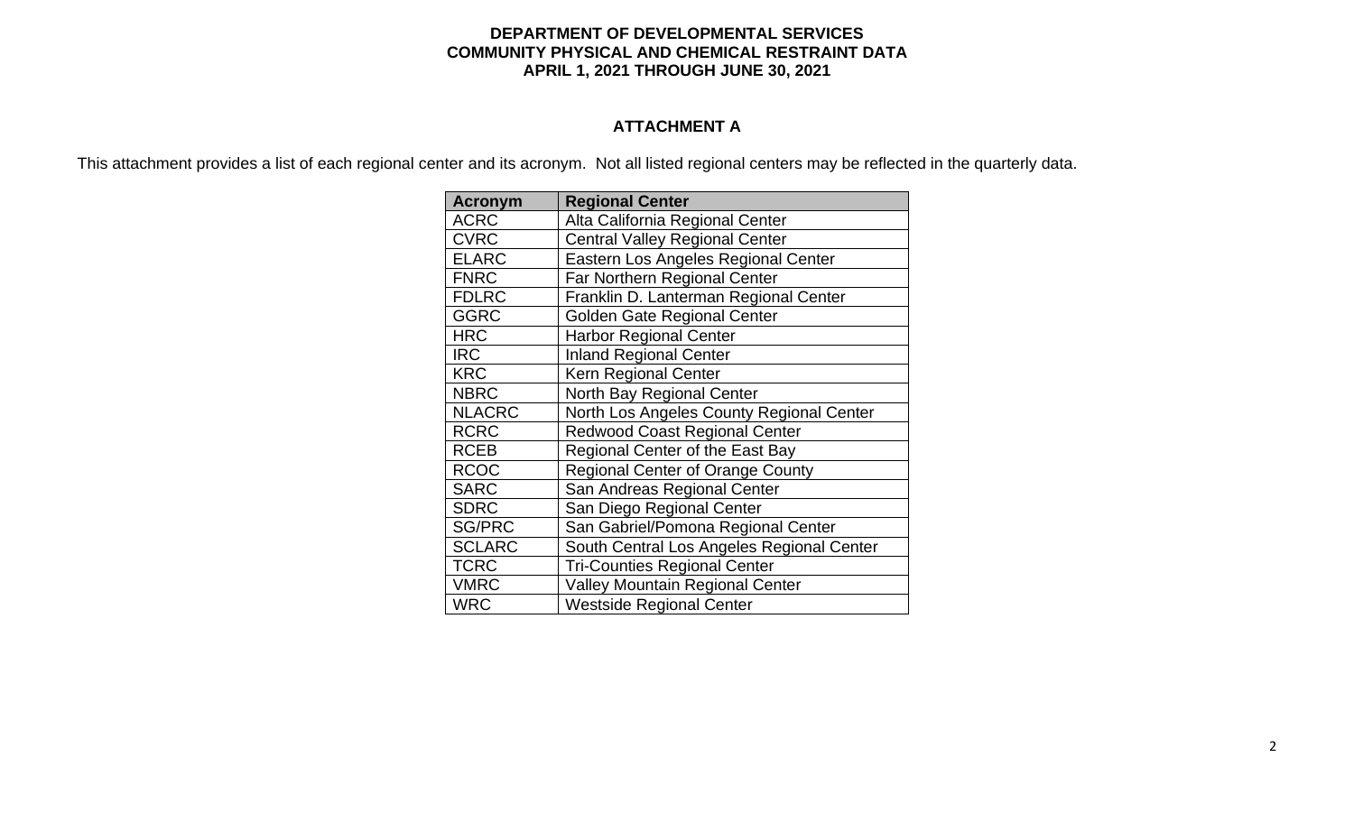**DEPARTMENT OF DEVELOPMENTAL SERVICES**
**COMMUNITY PHYSICAL AND CHEMICAL RESTRAINT DATA**
**APRIL 1, 2021 THROUGH JUNE 30, 2021**

## ATTACHMENT A

This attachment provides a list of each regional center and its acronym. Not all listed regional centers may be reflected in the quarterly data.

| Acronym | Regional Center |
|---|---|
| ACRC | Alta California Regional Center |
| CVRC | Central Valley Regional Center |
| ELARC | Eastern Los Angeles Regional Center |
| FNRC | Far Northern Regional Center |
| FDLRC | Franklin D. Lanterman Regional Center |
| GGRC | Golden Gate Regional Center |
| HRC | Harbor Regional Center |
| IRC | Inland Regional Center |
| KRC | Kern Regional Center |
| NBRC | North Bay Regional Center |
| NLACRC | North Los Angeles County Regional Center |
| RCRC | Redwood Coast Regional Center |
| RCEB | Regional Center of the East Bay |
| RCOC | Regional Center of Orange County |
| SARC | San Andreas Regional Center |
| SDRC | San Diego Regional Center |
| SG/PRC | San Gabriel/Pomona Regional Center |
| SCLARC | South Central Los Angeles Regional Center |
| TCRC | Tri-Counties Regional Center |
| VMRC | Valley Mountain Regional Center |
| WRC | Westside Regional Center |